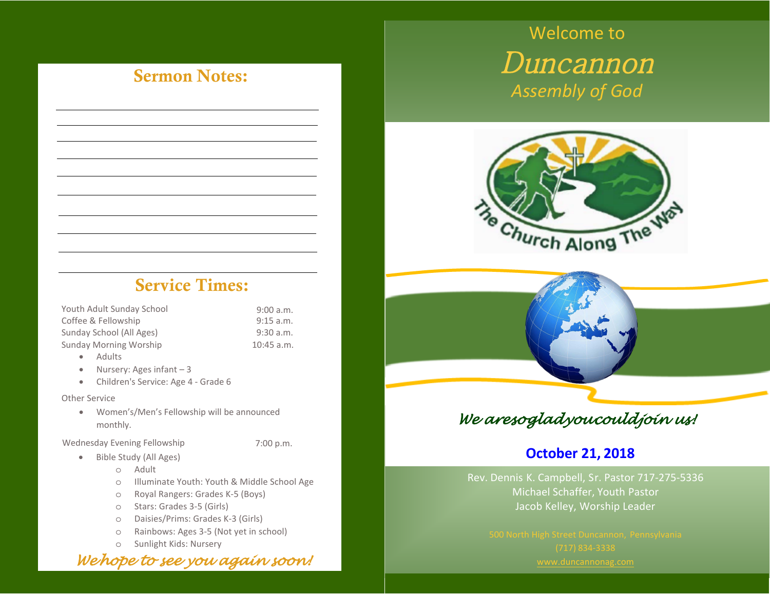## Sermon Notes:

## Service Times:

| | |
|---|---|
| Youth Adult Sunday School | 9:00 a.m. |
| Coffee & Fellowship | 9:15 a.m. |
| Sunday School (All Ages) | 9:30 a.m. |
| Sunday Morning Worship | 10:45 a.m. |

- Adults
- Nursery: Ages infant – 3
- Children's Service: Age 4 - Grade 6

Other Service

- Women's/Men's Fellowship will be announced monthly.

Wednesday Evening Fellowship 7:00 p.m.

- Bible Study (All Ages)
  - Adult
  - Illuminate Youth: Youth & Middle School Age
  - Royal Rangers: Grades K-5 (Boys)
  - Stars: Grades 3-5 (Girls)
  - Daisies/Prims: Grades K-3 (Girls)
  - Rainbows: Ages 3-5 (Not yet in school)
  - Sunlight Kids: Nursery

*We hope to see you again soon!*

Welcome to

# *Duncannon*

## *Assembly of God*

The Church Along The Way

*We are so glad you could join us!*

**October 21, 2018**

Rev. Dennis K. Campbell, Sr. Pastor 717-275-5336
Michael Schaffer, Youth Pastor
Jacob Kelley, Worship Leader

500 North High Street Duncannon, Pennsylvania
(717) 834-3338
www.duncannonag.com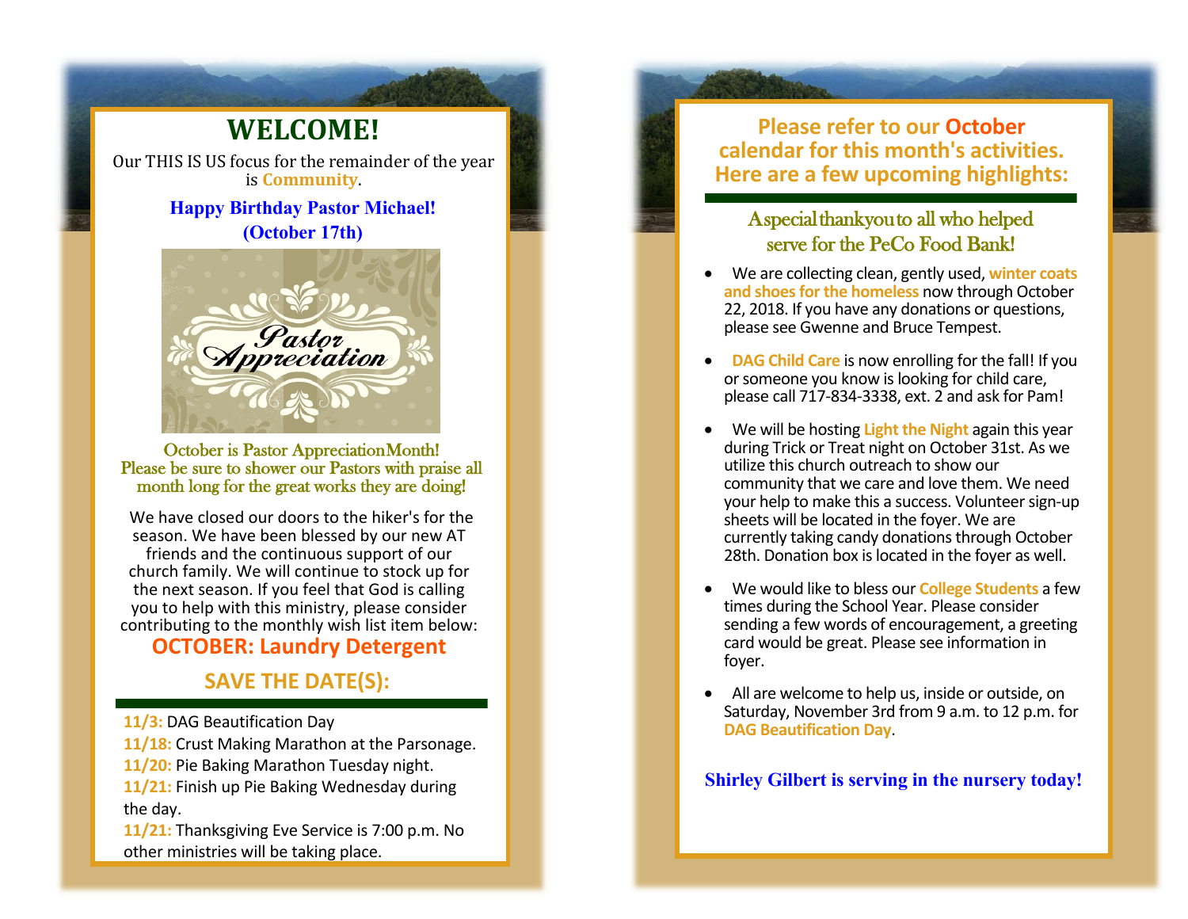# WELCOME!

Our THIS IS US focus for the remainder of the year is **Community**.

**Happy Birthday Pastor Michael!**
**(October 17th)**

October is Pastor Appreciation Month!
Please be sure to shower our Pastors with praise all month long for the great works they are doing!

We have closed our doors to the hiker's for the season. We have been blessed by our new AT friends and the continuous support of our church family. We will continue to stock up for the next season. If you feel that God is calling you to help with this ministry, please consider contributing to the monthly wish list item below:

**OCTOBER: Laundry Detergent**

## SAVE THE DATE(S):

**11/3:** DAG Beautification Day
**11/18:** Crust Making Marathon at the Parsonage.
**11/20:** Pie Baking Marathon Tuesday night.
**11/21:** Finish up Pie Baking Wednesday during the day.
**11/21:** Thanksgiving Eve Service is 7:00 p.m. No other ministries will be taking place.

## Please refer to our October calendar for this month's activities. Here are a few upcoming highlights:

A special thank you to all who helped serve for the PeCo Food Bank!

- We are collecting clean, gently used, **winter coats and shoes for the homeless** now through October 22, 2018. If you have any donations or questions, please see Gwenne and Bruce Tempest.
- **DAG Child Care** is now enrolling for the fall! If you or someone you know is looking for child care, please call 717-834-3338, ext. 2 and ask for Pam!
- We will be hosting **Light the Night** again this year during Trick or Treat night on October 31st. As we utilize this church outreach to show our community that we care and love them. We need your help to make this a success. Volunteer sign-up sheets will be located in the foyer. We are currently taking candy donations through October 28th. Donation box is located in the foyer as well.
- We would like to bless our **College Students** a few times during the School Year. Please consider sending a few words of encouragement, a greeting card would be great. Please see information in foyer.
- All are welcome to help us, inside or outside, on Saturday, November 3rd from 9 a.m. to 12 p.m. for **DAG Beautification Day**.

**Shirley Gilbert is serving in the nursery today!**